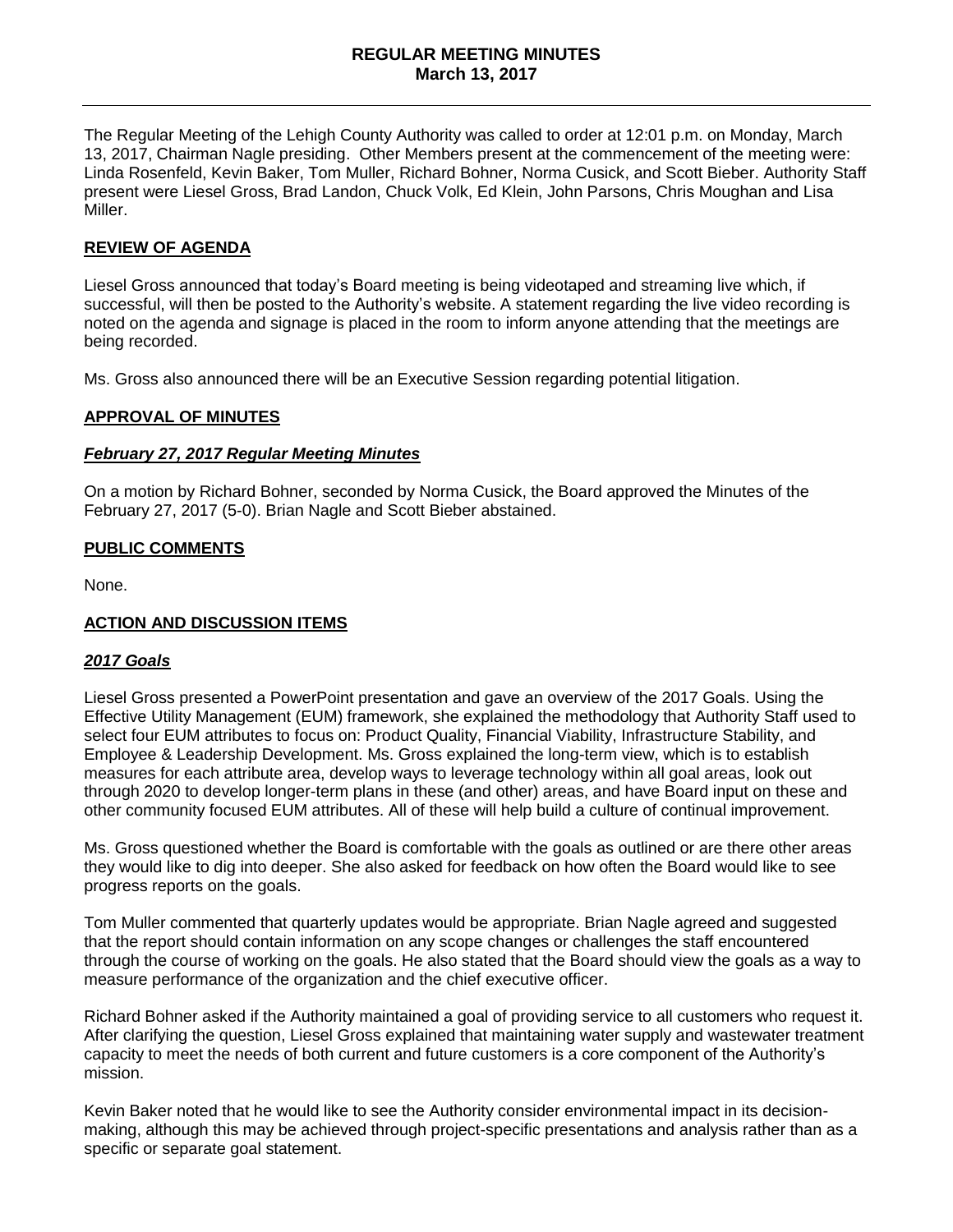# REGULAR MEETING MINUTES
## March 13, 2017

The Regular Meeting of the Lehigh County Authority was called to order at 12:01 p.m. on Monday, March 13, 2017, Chairman Nagle presiding. Other Members present at the commencement of the meeting were: Linda Rosenfeld, Kevin Baker, Tom Muller, Richard Bohner, Norma Cusick, and Scott Bieber. Authority Staff present were Liesel Gross, Brad Landon, Chuck Volk, Ed Klein, John Parsons, Chris Moughan and Lisa Miller.

### REVIEW OF AGENDA

Liesel Gross announced that today's Board meeting is being videotaped and streaming live which, if successful, will then be posted to the Authority's website. A statement regarding the live video recording is noted on the agenda and signage is placed in the room to inform anyone attending that the meetings are being recorded.

Ms. Gross also announced there will be an Executive Session regarding potential litigation.

### APPROVAL OF MINUTES

#### *February 27, 2017 Regular Meeting Minutes*

On a motion by Richard Bohner, seconded by Norma Cusick, the Board approved the Minutes of the February 27, 2017 (5-0). Brian Nagle and Scott Bieber abstained.

### PUBLIC COMMENTS

None.

### ACTION AND DISCUSSION ITEMS

#### *2017 Goals*

Liesel Gross presented a PowerPoint presentation and gave an overview of the 2017 Goals. Using the Effective Utility Management (EUM) framework, she explained the methodology that Authority Staff used to select four EUM attributes to focus on: Product Quality, Financial Viability, Infrastructure Stability, and Employee & Leadership Development. Ms. Gross explained the long-term view, which is to establish measures for each attribute area, develop ways to leverage technology within all goal areas, look out through 2020 to develop longer-term plans in these (and other) areas, and have Board input on these and other community focused EUM attributes. All of these will help build a culture of continual improvement.

Ms. Gross questioned whether the Board is comfortable with the goals as outlined or are there other areas they would like to dig into deeper. She also asked for feedback on how often the Board would like to see progress reports on the goals.

Tom Muller commented that quarterly updates would be appropriate. Brian Nagle agreed and suggested that the report should contain information on any scope changes or challenges the staff encountered through the course of working on the goals. He also stated that the Board should view the goals as a way to measure performance of the organization and the chief executive officer.

Richard Bohner asked if the Authority maintained a goal of providing service to all customers who request it. After clarifying the question, Liesel Gross explained that maintaining water supply and wastewater treatment capacity to meet the needs of both current and future customers is a core component of the Authority's mission.

Kevin Baker noted that he would like to see the Authority consider environmental impact in its decision-making, although this may be achieved through project-specific presentations and analysis rather than as a specific or separate goal statement.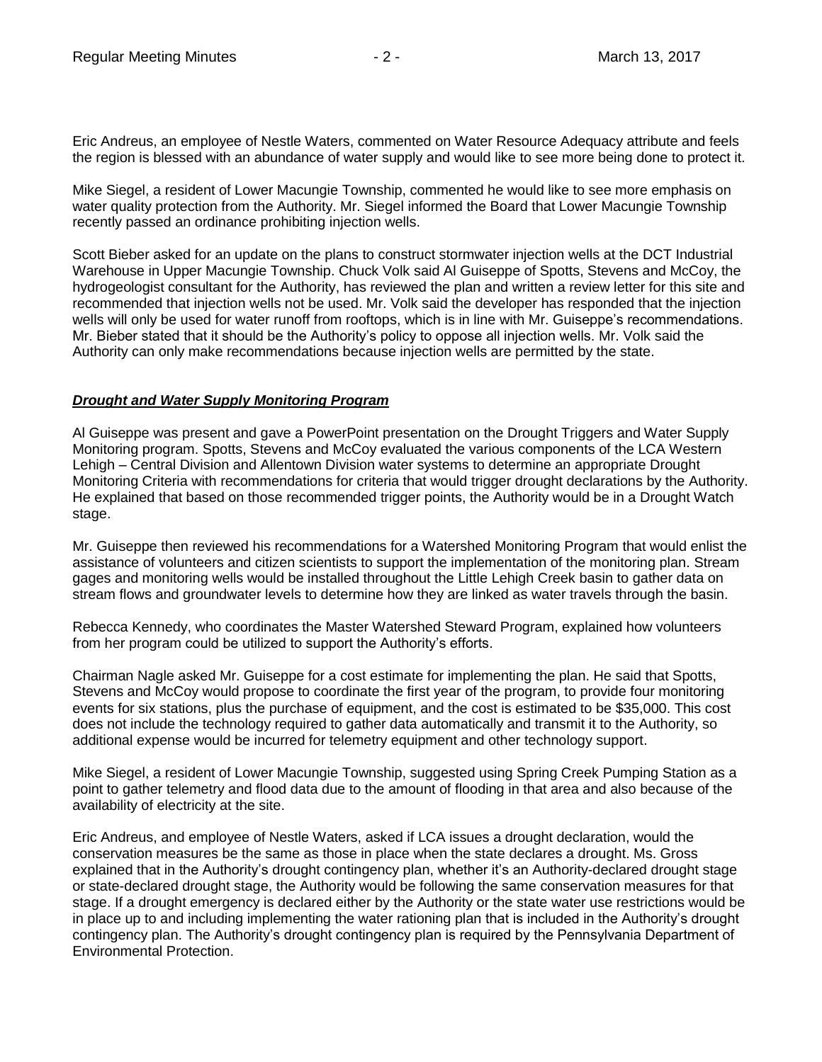Eric Andreus, an employee of Nestle Waters, commented on Water Resource Adequacy attribute and feels the region is blessed with an abundance of water supply and would like to see more being done to protect it.

Mike Siegel, a resident of Lower Macungie Township, commented he would like to see more emphasis on water quality protection from the Authority. Mr. Siegel informed the Board that Lower Macungie Township recently passed an ordinance prohibiting injection wells.

Scott Bieber asked for an update on the plans to construct stormwater injection wells at the DCT Industrial Warehouse in Upper Macungie Township. Chuck Volk said Al Guiseppe of Spotts, Stevens and McCoy, the hydrogeologist consultant for the Authority, has reviewed the plan and written a review letter for this site and recommended that injection wells not be used. Mr. Volk said the developer has responded that the injection wells will only be used for water runoff from rooftops, which is in line with Mr. Guiseppe's recommendations. Mr. Bieber stated that it should be the Authority's policy to oppose all injection wells. Mr. Volk said the Authority can only make recommendations because injection wells are permitted by the state.

***Drought and Water Supply Monitoring Program***

Al Guiseppe was present and gave a PowerPoint presentation on the Drought Triggers and Water Supply Monitoring program. Spotts, Stevens and McCoy evaluated the various components of the LCA Western Lehigh – Central Division and Allentown Division water systems to determine an appropriate Drought Monitoring Criteria with recommendations for criteria that would trigger drought declarations by the Authority. He explained that based on those recommended trigger points, the Authority would be in a Drought Watch stage.

Mr. Guiseppe then reviewed his recommendations for a Watershed Monitoring Program that would enlist the assistance of volunteers and citizen scientists to support the implementation of the monitoring plan. Stream gages and monitoring wells would be installed throughout the Little Lehigh Creek basin to gather data on stream flows and groundwater levels to determine how they are linked as water travels through the basin.

Rebecca Kennedy, who coordinates the Master Watershed Steward Program, explained how volunteers from her program could be utilized to support the Authority's efforts.

Chairman Nagle asked Mr. Guiseppe for a cost estimate for implementing the plan. He said that Spotts, Stevens and McCoy would propose to coordinate the first year of the program, to provide four monitoring events for six stations, plus the purchase of equipment, and the cost is estimated to be $35,000. This cost does not include the technology required to gather data automatically and transmit it to the Authority, so additional expense would be incurred for telemetry equipment and other technology support.

Mike Siegel, a resident of Lower Macungie Township, suggested using Spring Creek Pumping Station as a point to gather telemetry and flood data due to the amount of flooding in that area and also because of the availability of electricity at the site.

Eric Andreus, and employee of Nestle Waters, asked if LCA issues a drought declaration, would the conservation measures be the same as those in place when the state declares a drought. Ms. Gross explained that in the Authority's drought contingency plan, whether it's an Authority-declared drought stage or state-declared drought stage, the Authority would be following the same conservation measures for that stage. If a drought emergency is declared either by the Authority or the state water use restrictions would be in place up to and including implementing the water rationing plan that is included in the Authority's drought contingency plan. The Authority's drought contingency plan is required by the Pennsylvania Department of Environmental Protection.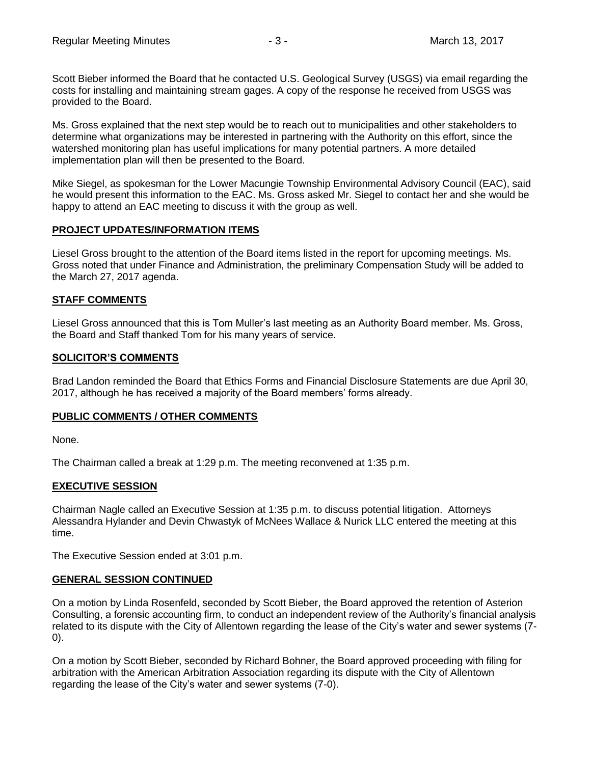Scott Bieber informed the Board that he contacted U.S. Geological Survey (USGS) via email regarding the costs for installing and maintaining stream gages. A copy of the response he received from USGS was provided to the Board.

Ms. Gross explained that the next step would be to reach out to municipalities and other stakeholders to determine what organizations may be interested in partnering with the Authority on this effort, since the watershed monitoring plan has useful implications for many potential partners. A more detailed implementation plan will then be presented to the Board.

Mike Siegel, as spokesman for the Lower Macungie Township Environmental Advisory Council (EAC), said he would present this information to the EAC. Ms. Gross asked Mr. Siegel to contact her and she would be happy to attend an EAC meeting to discuss it with the group as well.

## PROJECT UPDATES/INFORMATION ITEMS

Liesel Gross brought to the attention of the Board items listed in the report for upcoming meetings. Ms. Gross noted that under Finance and Administration, the preliminary Compensation Study will be added to the March 27, 2017 agenda.

## STAFF COMMENTS

Liesel Gross announced that this is Tom Muller's last meeting as an Authority Board member. Ms. Gross, the Board and Staff thanked Tom for his many years of service.

## SOLICITOR'S COMMENTS

Brad Landon reminded the Board that Ethics Forms and Financial Disclosure Statements are due April 30, 2017, although he has received a majority of the Board members' forms already.

## PUBLIC COMMENTS / OTHER COMMENTS

None.

The Chairman called a break at 1:29 p.m. The meeting reconvened at 1:35 p.m.

## EXECUTIVE SESSION

Chairman Nagle called an Executive Session at 1:35 p.m. to discuss potential litigation. Attorneys Alessandra Hylander and Devin Chwastyk of McNees Wallace & Nurick LLC entered the meeting at this time.

The Executive Session ended at 3:01 p.m.

## GENERAL SESSION CONTINUED

On a motion by Linda Rosenfeld, seconded by Scott Bieber, the Board approved the retention of Asterion Consulting, a forensic accounting firm, to conduct an independent review of the Authority's financial analysis related to its dispute with the City of Allentown regarding the lease of the City's water and sewer systems (7-0).

On a motion by Scott Bieber, seconded by Richard Bohner, the Board approved proceeding with filing for arbitration with the American Arbitration Association regarding its dispute with the City of Allentown regarding the lease of the City's water and sewer systems (7-0).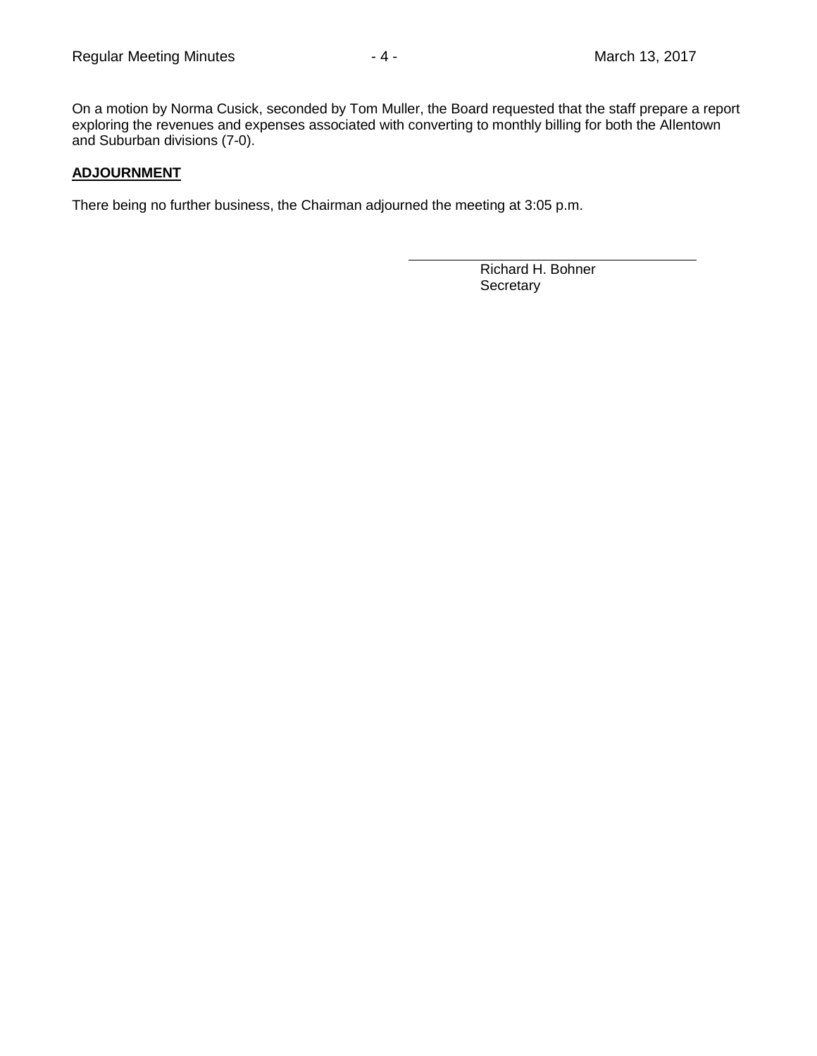On a motion by Norma Cusick, seconded by Tom Muller, the Board requested that the staff prepare a report exploring the revenues and expenses associated with converting to monthly billing for both the Allentown and Suburban divisions (7-0).

## ADJOURNMENT

There being no further business, the Chairman adjourned the meeting at 3:05 p.m.

Richard H. Bohner
Secretary